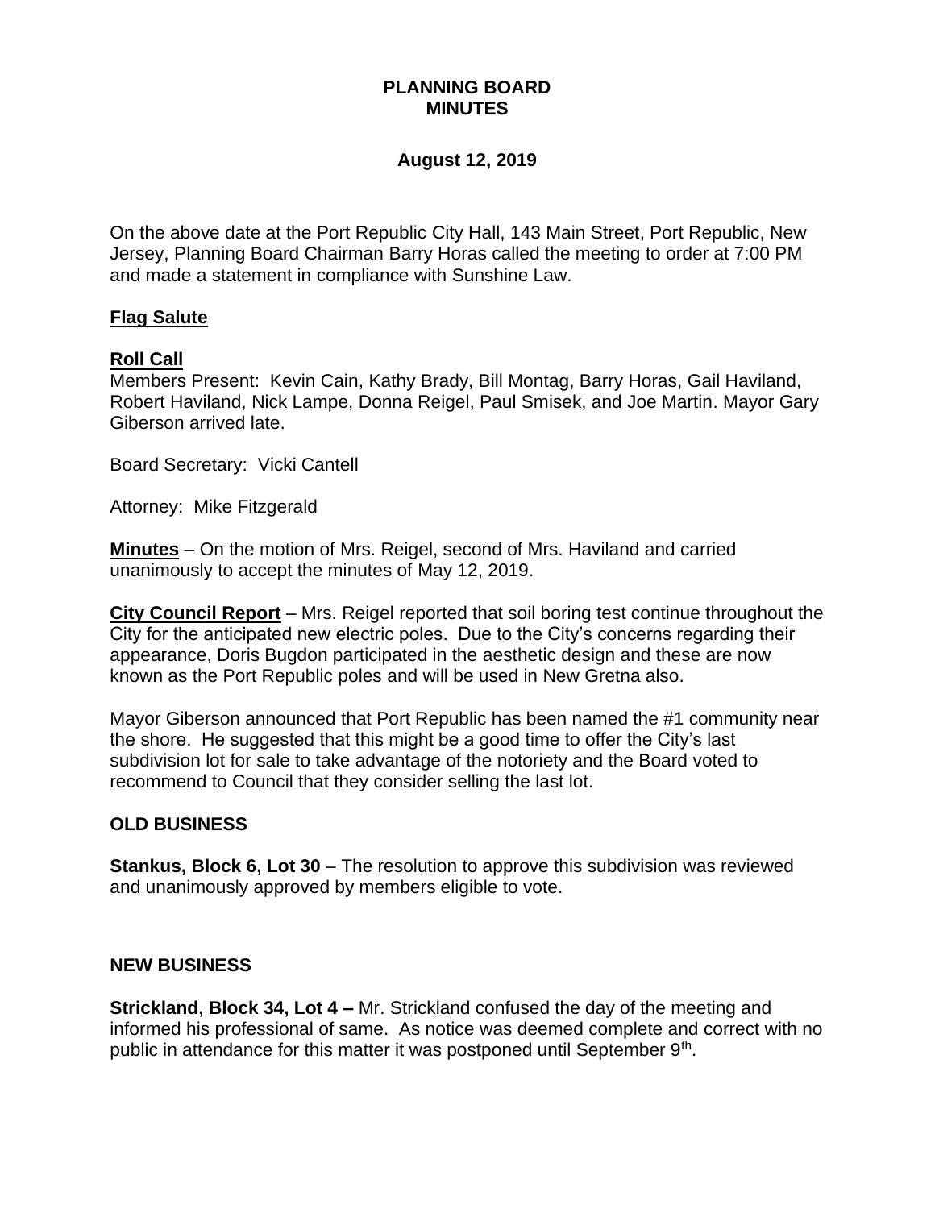# PLANNING BOARD
# MINUTES

## August 12, 2019

On the above date at the Port Republic City Hall, 143 Main Street, Port Republic, New Jersey, Planning Board Chairman Barry Horas called the meeting to order at 7:00 PM and made a statement in compliance with Sunshine Law.

**Flag Salute**

**Roll Call**
Members Present: Kevin Cain, Kathy Brady, Bill Montag, Barry Horas, Gail Haviland, Robert Haviland, Nick Lampe, Donna Reigel, Paul Smisek, and Joe Martin. Mayor Gary Giberson arrived late.

Board Secretary: Vicki Cantell

Attorney: Mike Fitzgerald

**Minutes** – On the motion of Mrs. Reigel, second of Mrs. Haviland and carried unanimously to accept the minutes of May 12, 2019.

**City Council Report** – Mrs. Reigel reported that soil boring test continue throughout the City for the anticipated new electric poles. Due to the City's concerns regarding their appearance, Doris Bugdon participated in the aesthetic design and these are now known as the Port Republic poles and will be used in New Gretna also.

Mayor Giberson announced that Port Republic has been named the #1 community near the shore. He suggested that this might be a good time to offer the City's last subdivision lot for sale to take advantage of the notoriety and the Board voted to recommend to Council that they consider selling the last lot.

## OLD BUSINESS

**Stankus, Block 6, Lot 30** – The resolution to approve this subdivision was reviewed and unanimously approved by members eligible to vote.

## NEW BUSINESS

**Strickland, Block 34, Lot 4 –** Mr. Strickland confused the day of the meeting and informed his professional of same. As notice was deemed complete and correct with no public in attendance for this matter it was postponed until September 9th.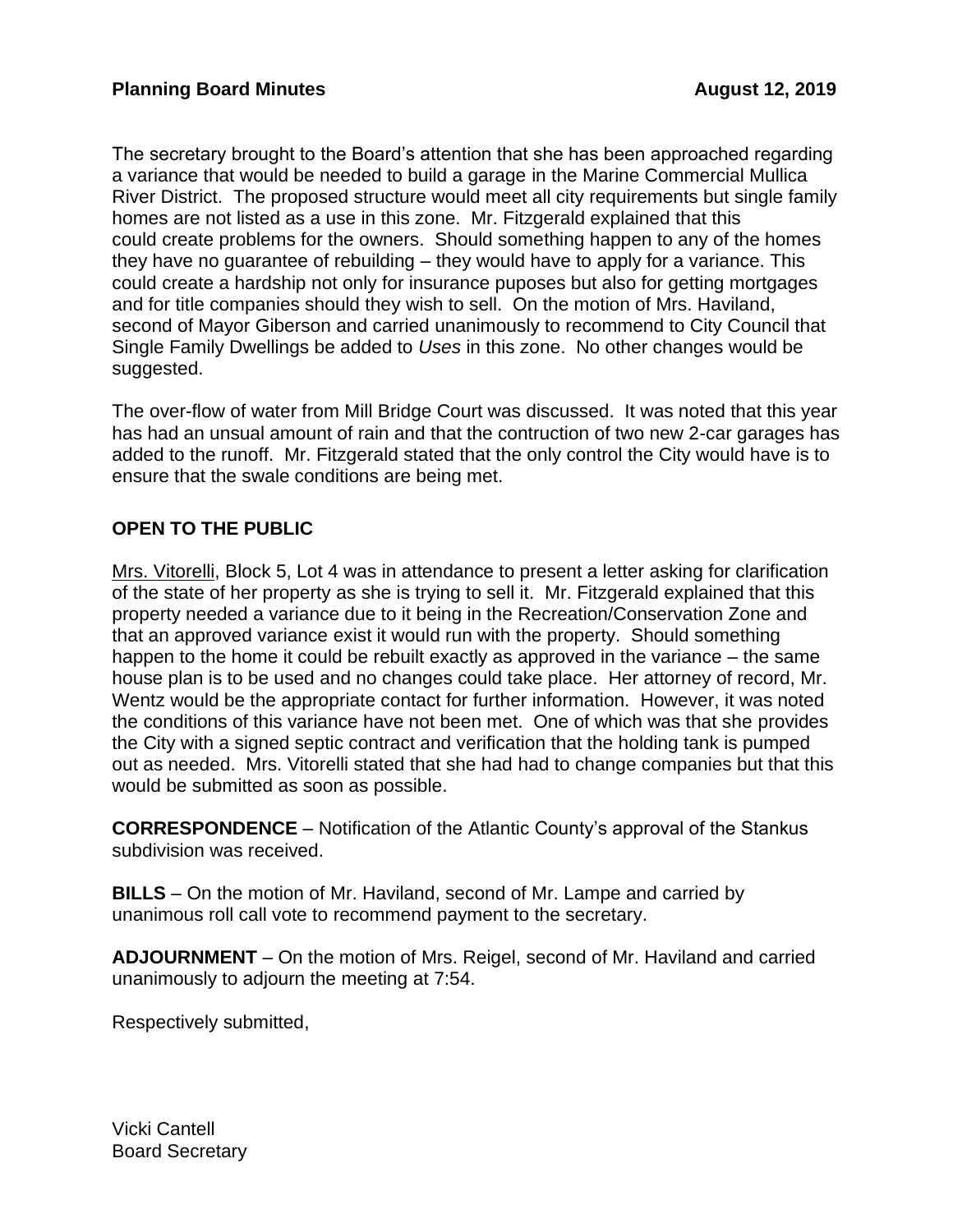The secretary brought to the Board's attention that she has been approached regarding a variance that would be needed to build a garage in the Marine Commercial Mullica River District. The proposed structure would meet all city requirements but single family homes are not listed as a use in this zone. Mr. Fitzgerald explained that this could create problems for the owners. Should something happen to any of the homes they have no guarantee of rebuilding – they would have to apply for a variance. This could create a hardship not only for insurance puposes but also for getting mortgages and for title companies should they wish to sell. On the motion of Mrs. Haviland, second of Mayor Giberson and carried unanimously to recommend to City Council that Single Family Dwellings be added to *Uses* in this zone. No other changes would be suggested.

The over-flow of water from Mill Bridge Court was discussed. It was noted that this year has had an unsual amount of rain and that the contruction of two new 2-car garages has added to the runoff. Mr. Fitzgerald stated that the only control the City would have is to ensure that the swale conditions are being met.

**OPEN TO THE PUBLIC**

Mrs. Vitorelli, Block 5, Lot 4 was in attendance to present a letter asking for clarification of the state of her property as she is trying to sell it. Mr. Fitzgerald explained that this property needed a variance due to it being in the Recreation/Conservation Zone and that an approved variance exist it would run with the property. Should something happen to the home it could be rebuilt exactly as approved in the variance – the same house plan is to be used and no changes could take place. Her attorney of record, Mr. Wentz would be the appropriate contact for further information. However, it was noted the conditions of this variance have not been met. One of which was that she provides the City with a signed septic contract and verification that the holding tank is pumped out as needed. Mrs. Vitorelli stated that she had had to change companies but that this would be submitted as soon as possible.

**CORRESPONDENCE** – Notification of the Atlantic County's approval of the Stankus subdivision was received.

**BILLS** – On the motion of Mr. Haviland, second of Mr. Lampe and carried by unanimous roll call vote to recommend payment to the secretary.

**ADJOURNMENT** – On the motion of Mrs. Reigel, second of Mr. Haviland and carried unanimously to adjourn the meeting at 7:54.

Respectively submitted,

Vicki Cantell
Board Secretary